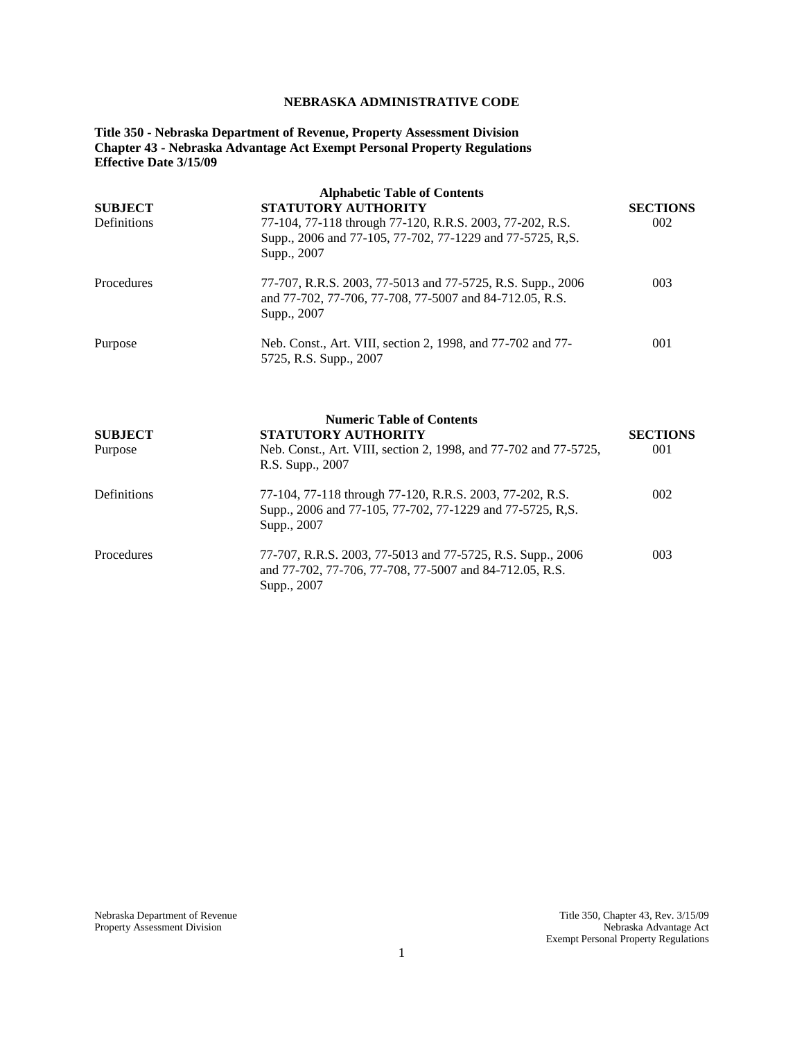**NEBRASKA ADMINISTRATIVE CODE**

**Title 350 - Nebraska Department of Revenue, Property Assessment Division**
**Chapter 43 - Nebraska Advantage Act Exempt Personal Property Regulations**
**Effective Date 3/15/09**

**Alphabetic Table of Contents**

| SUBJECT | STATUTORY AUTHORITY | SECTIONS |
|---|---|---|
| Definitions | 77-104, 77-118 through 77-120, R.R.S. 2003, 77-202, R.S. Supp., 2006 and 77-105, 77-702, 77-1229 and 77-5725, R,S. Supp., 2007 | 002 |
| Procedures | 77-707, R.R.S. 2003, 77-5013 and 77-5725, R.S. Supp., 2006 and 77-702, 77-706, 77-708, 77-5007 and 84-712.05, R.S. Supp., 2007 | 003 |
| Purpose | Neb. Const., Art. VIII, section 2, 1998, and 77-702 and 77-5725, R.S. Supp., 2007 | 001 |

**Numeric Table of Contents**

| SUBJECT | STATUTORY AUTHORITY | SECTIONS |
|---|---|---|
| Purpose | Neb. Const., Art. VIII, section 2, 1998, and 77-702 and 77-5725, R.S. Supp., 2007 | 001 |
| Definitions | 77-104, 77-118 through 77-120, R.R.S. 2003, 77-202, R.S. Supp., 2006 and 77-105, 77-702, 77-1229 and 77-5725, R,S. Supp., 2007 | 002 |
| Procedures | 77-707, R.R.S. 2003, 77-5013 and 77-5725, R.S. Supp., 2006 and 77-702, 77-706, 77-708, 77-5007 and 84-712.05, R.S. Supp., 2007 | 003 |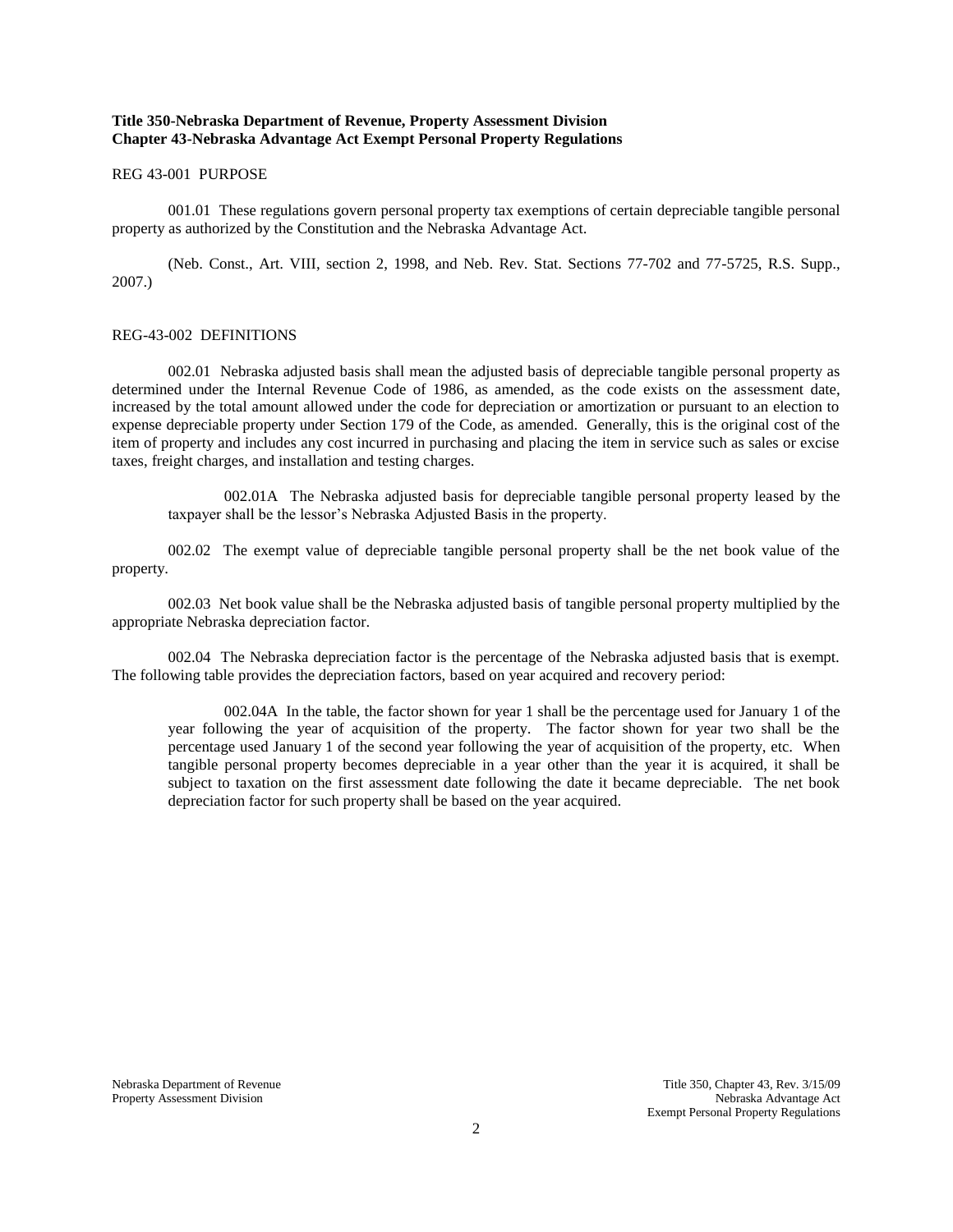**Title 350-Nebraska Department of Revenue, Property Assessment Division**
**Chapter 43-Nebraska Advantage Act Exempt Personal Property Regulations**

REG 43-001 PURPOSE

001.01 These regulations govern personal property tax exemptions of certain depreciable tangible personal property as authorized by the Constitution and the Nebraska Advantage Act.

(Neb. Const., Art. VIII, section 2, 1998, and Neb. Rev. Stat. Sections 77-702 and 77-5725, R.S. Supp., 2007.)

REG-43-002 DEFINITIONS

002.01 Nebraska adjusted basis shall mean the adjusted basis of depreciable tangible personal property as determined under the Internal Revenue Code of 1986, as amended, as the code exists on the assessment date, increased by the total amount allowed under the code for depreciation or amortization or pursuant to an election to expense depreciable property under Section 179 of the Code, as amended. Generally, this is the original cost of the item of property and includes any cost incurred in purchasing and placing the item in service such as sales or excise taxes, freight charges, and installation and testing charges.

002.01A The Nebraska adjusted basis for depreciable tangible personal property leased by the taxpayer shall be the lessor's Nebraska Adjusted Basis in the property.

002.02 The exempt value of depreciable tangible personal property shall be the net book value of the property.

002.03 Net book value shall be the Nebraska adjusted basis of tangible personal property multiplied by the appropriate Nebraska depreciation factor.

002.04 The Nebraska depreciation factor is the percentage of the Nebraska adjusted basis that is exempt. The following table provides the depreciation factors, based on year acquired and recovery period:

002.04A In the table, the factor shown for year 1 shall be the percentage used for January 1 of the year following the year of acquisition of the property. The factor shown for year two shall be the percentage used January 1 of the second year following the year of acquisition of the property, etc. When tangible personal property becomes depreciable in a year other than the year it is acquired, it shall be subject to taxation on the first assessment date following the date it became depreciable. The net book depreciation factor for such property shall be based on the year acquired.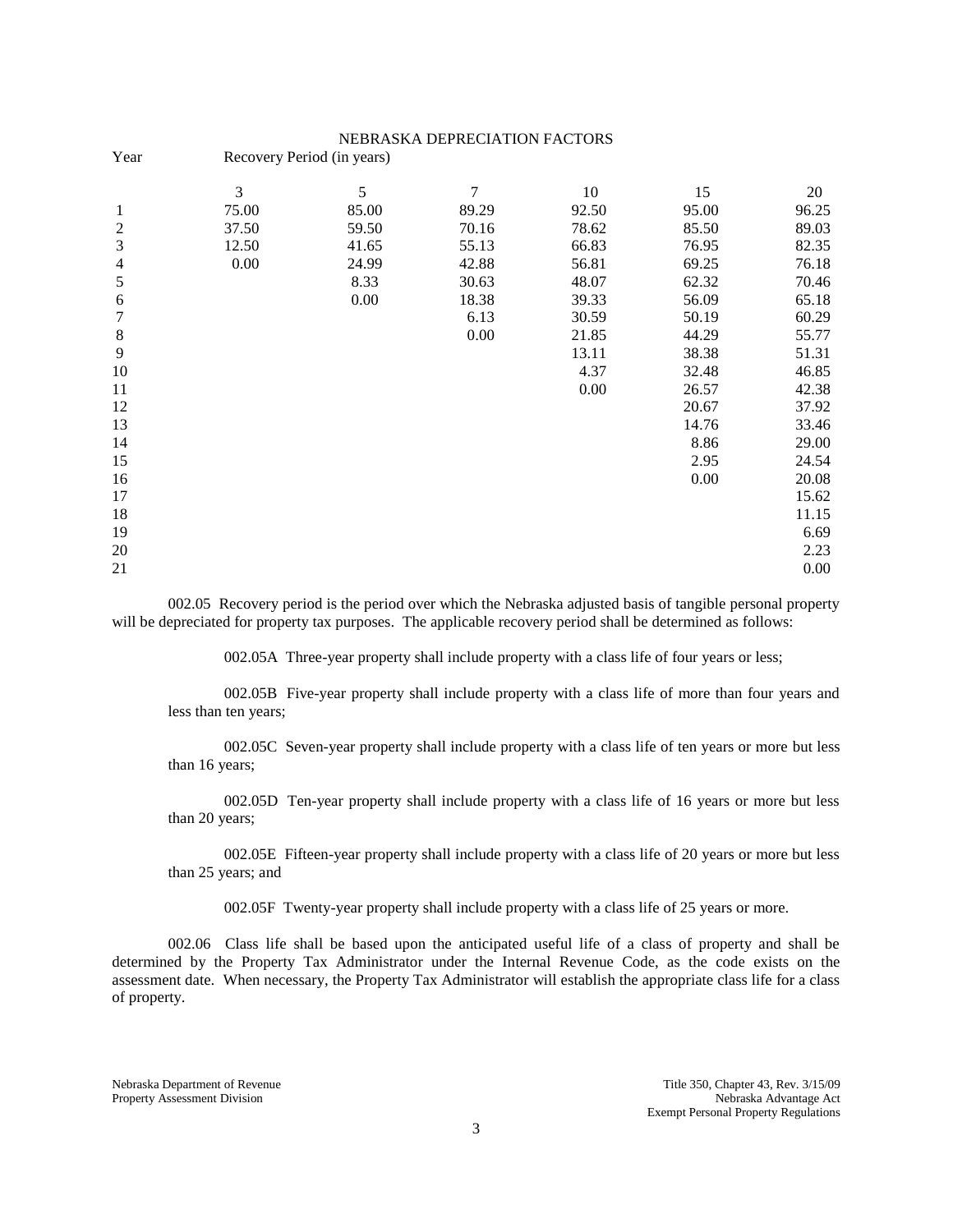NEBRASKA DEPRECIATION FACTORS

| Year | Recovery Period (in years) | | | | | |
|---|---|---|---|---|---|---|
| | 3 | 5 | 7 | 10 | 15 | 20 |
| 1 | 75.00 | 85.00 | 89.29 | 92.50 | 95.00 | 96.25 |
| 2 | 37.50 | 59.50 | 70.16 | 78.62 | 85.50 | 89.03 |
| 3 | 12.50 | 41.65 | 55.13 | 66.83 | 76.95 | 82.35 |
| 4 | 0.00 | 24.99 | 42.88 | 56.81 | 69.25 | 76.18 |
| 5 | | 8.33 | 30.63 | 48.07 | 62.32 | 70.46 |
| 6 | | 0.00 | 18.38 | 39.33 | 56.09 | 65.18 |
| 7 | | | 6.13 | 30.59 | 50.19 | 60.29 |
| 8 | | | 0.00 | 21.85 | 44.29 | 55.77 |
| 9 | | | | 13.11 | 38.38 | 51.31 |
| 10 | | | | 4.37 | 32.48 | 46.85 |
| 11 | | | | 0.00 | 26.57 | 42.38 |
| 12 | | | | | 20.67 | 37.92 |
| 13 | | | | | 14.76 | 33.46 |
| 14 | | | | | 8.86 | 29.00 |
| 15 | | | | | 2.95 | 24.54 |
| 16 | | | | | 0.00 | 20.08 |
| 17 | | | | | | 15.62 |
| 18 | | | | | | 11.15 |
| 19 | | | | | | 6.69 |
| 20 | | | | | | 2.23 |
| 21 | | | | | | 0.00 |

002.05 Recovery period is the period over which the Nebraska adjusted basis of tangible personal property will be depreciated for property tax purposes. The applicable recovery period shall be determined as follows:

002.05A Three-year property shall include property with a class life of four years or less;

002.05B Five-year property shall include property with a class life of more than four years and less than ten years;

002.05C Seven-year property shall include property with a class life of ten years or more but less than 16 years;

002.05D Ten-year property shall include property with a class life of 16 years or more but less than 20 years;

002.05E Fifteen-year property shall include property with a class life of 20 years or more but less than 25 years; and

002.05F Twenty-year property shall include property with a class life of 25 years or more.

002.06 Class life shall be based upon the anticipated useful life of a class of property and shall be determined by the Property Tax Administrator under the Internal Revenue Code, as the code exists on the assessment date. When necessary, the Property Tax Administrator will establish the appropriate class life for a class of property.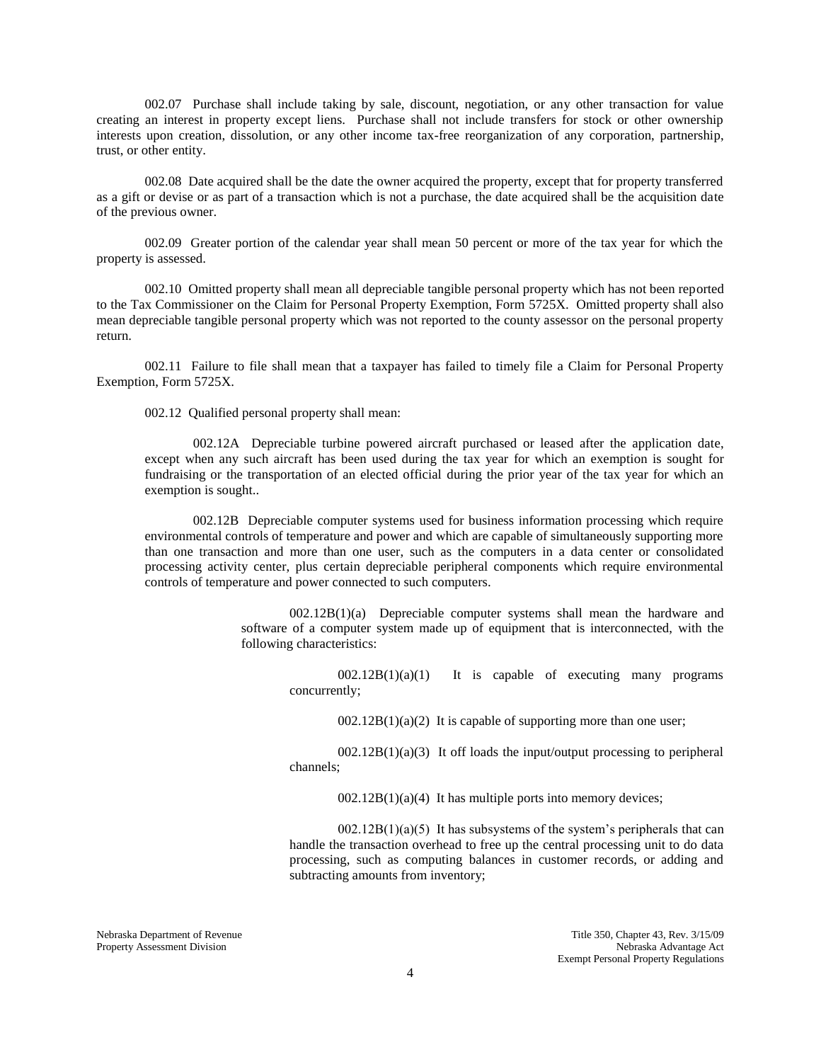002.07 Purchase shall include taking by sale, discount, negotiation, or any other transaction for value creating an interest in property except liens. Purchase shall not include transfers for stock or other ownership interests upon creation, dissolution, or any other income tax-free reorganization of any corporation, partnership, trust, or other entity.

002.08 Date acquired shall be the date the owner acquired the property, except that for property transferred as a gift or devise or as part of a transaction which is not a purchase, the date acquired shall be the acquisition date of the previous owner.

002.09 Greater portion of the calendar year shall mean 50 percent or more of the tax year for which the property is assessed.

002.10 Omitted property shall mean all depreciable tangible personal property which has not been reported to the Tax Commissioner on the Claim for Personal Property Exemption, Form 5725X. Omitted property shall also mean depreciable tangible personal property which was not reported to the county assessor on the personal property return.

002.11 Failure to file shall mean that a taxpayer has failed to timely file a Claim for Personal Property Exemption, Form 5725X.

002.12 Qualified personal property shall mean:

002.12A Depreciable turbine powered aircraft purchased or leased after the application date, except when any such aircraft has been used during the tax year for which an exemption is sought for fundraising or the transportation of an elected official during the prior year of the tax year for which an exemption is sought..

002.12B Depreciable computer systems used for business information processing which require environmental controls of temperature and power and which are capable of simultaneously supporting more than one transaction and more than one user, such as the computers in a data center or consolidated processing activity center, plus certain depreciable peripheral components which require environmental controls of temperature and power connected to such computers.

002.12B(1)(a) Depreciable computer systems shall mean the hardware and software of a computer system made up of equipment that is interconnected, with the following characteristics:

002.12B(1)(a)(1) It is capable of executing many programs concurrently;

002.12B(1)(a)(2) It is capable of supporting more than one user;

002.12B(1)(a)(3) It off loads the input/output processing to peripheral channels;

002.12B(1)(a)(4) It has multiple ports into memory devices;

002.12B(1)(a)(5) It has subsystems of the system's peripherals that can handle the transaction overhead to free up the central processing unit to do data processing, such as computing balances in customer records, or adding and subtracting amounts from inventory;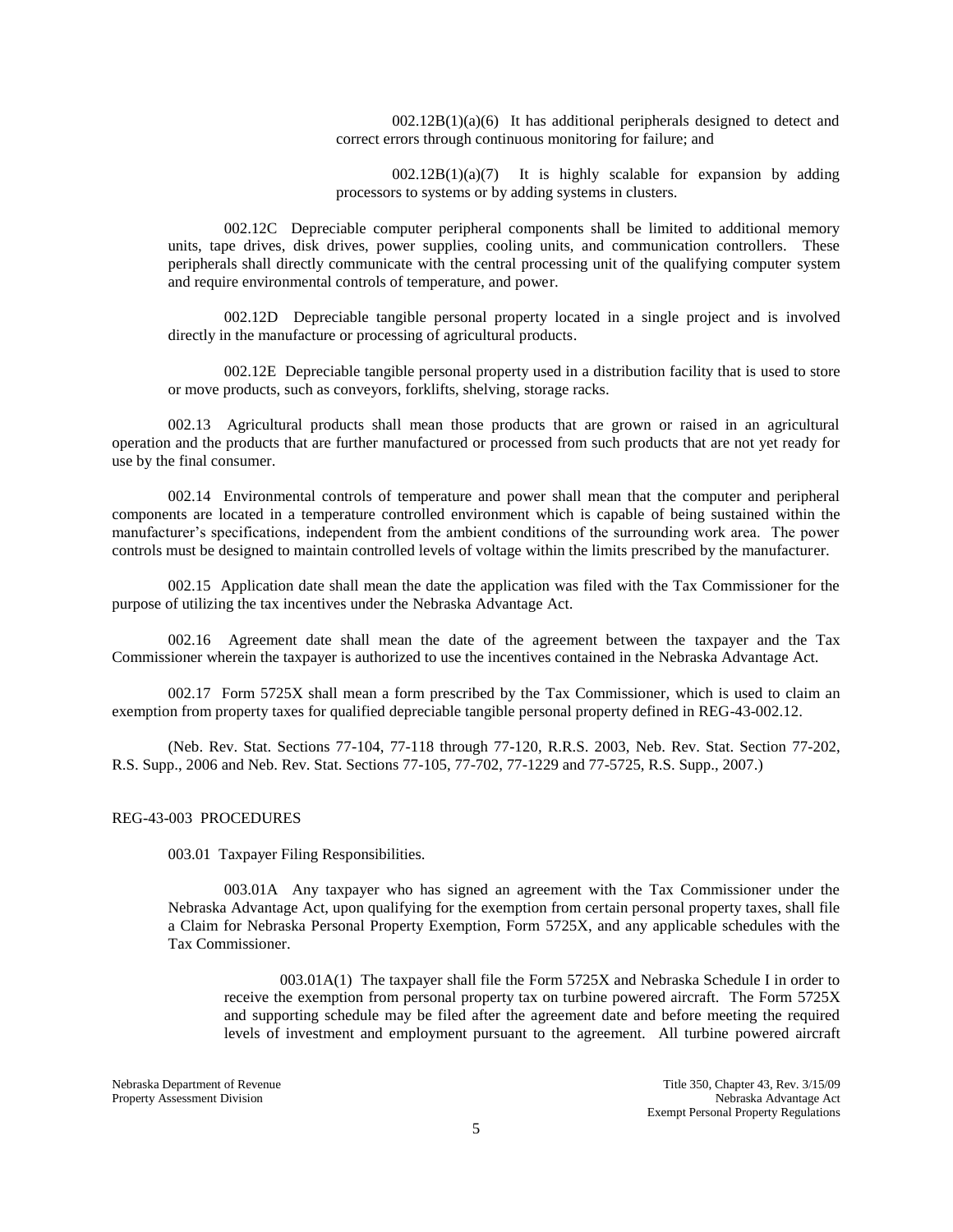002.12B(1)(a)(6) It has additional peripherals designed to detect and correct errors through continuous monitoring for failure; and

002.12B(1)(a)(7) It is highly scalable for expansion by adding processors to systems or by adding systems in clusters.

002.12C Depreciable computer peripheral components shall be limited to additional memory units, tape drives, disk drives, power supplies, cooling units, and communication controllers. These peripherals shall directly communicate with the central processing unit of the qualifying computer system and require environmental controls of temperature, and power.

002.12D Depreciable tangible personal property located in a single project and is involved directly in the manufacture or processing of agricultural products.

002.12E Depreciable tangible personal property used in a distribution facility that is used to store or move products, such as conveyors, forklifts, shelving, storage racks.

002.13 Agricultural products shall mean those products that are grown or raised in an agricultural operation and the products that are further manufactured or processed from such products that are not yet ready for use by the final consumer.

002.14 Environmental controls of temperature and power shall mean that the computer and peripheral components are located in a temperature controlled environment which is capable of being sustained within the manufacturer's specifications, independent from the ambient conditions of the surrounding work area. The power controls must be designed to maintain controlled levels of voltage within the limits prescribed by the manufacturer.

002.15 Application date shall mean the date the application was filed with the Tax Commissioner for the purpose of utilizing the tax incentives under the Nebraska Advantage Act.

002.16 Agreement date shall mean the date of the agreement between the taxpayer and the Tax Commissioner wherein the taxpayer is authorized to use the incentives contained in the Nebraska Advantage Act.

002.17 Form 5725X shall mean a form prescribed by the Tax Commissioner, which is used to claim an exemption from property taxes for qualified depreciable tangible personal property defined in REG-43-002.12.

(Neb. Rev. Stat. Sections 77-104, 77-118 through 77-120, R.R.S. 2003, Neb. Rev. Stat. Section 77-202, R.S. Supp., 2006 and Neb. Rev. Stat. Sections 77-105, 77-702, 77-1229 and 77-5725, R.S. Supp., 2007.)

## REG-43-003 PROCEDURES

003.01 Taxpayer Filing Responsibilities.

003.01A Any taxpayer who has signed an agreement with the Tax Commissioner under the Nebraska Advantage Act, upon qualifying for the exemption from certain personal property taxes, shall file a Claim for Nebraska Personal Property Exemption, Form 5725X, and any applicable schedules with the Tax Commissioner.

003.01A(1) The taxpayer shall file the Form 5725X and Nebraska Schedule I in order to receive the exemption from personal property tax on turbine powered aircraft. The Form 5725X and supporting schedule may be filed after the agreement date and before meeting the required levels of investment and employment pursuant to the agreement. All turbine powered aircraft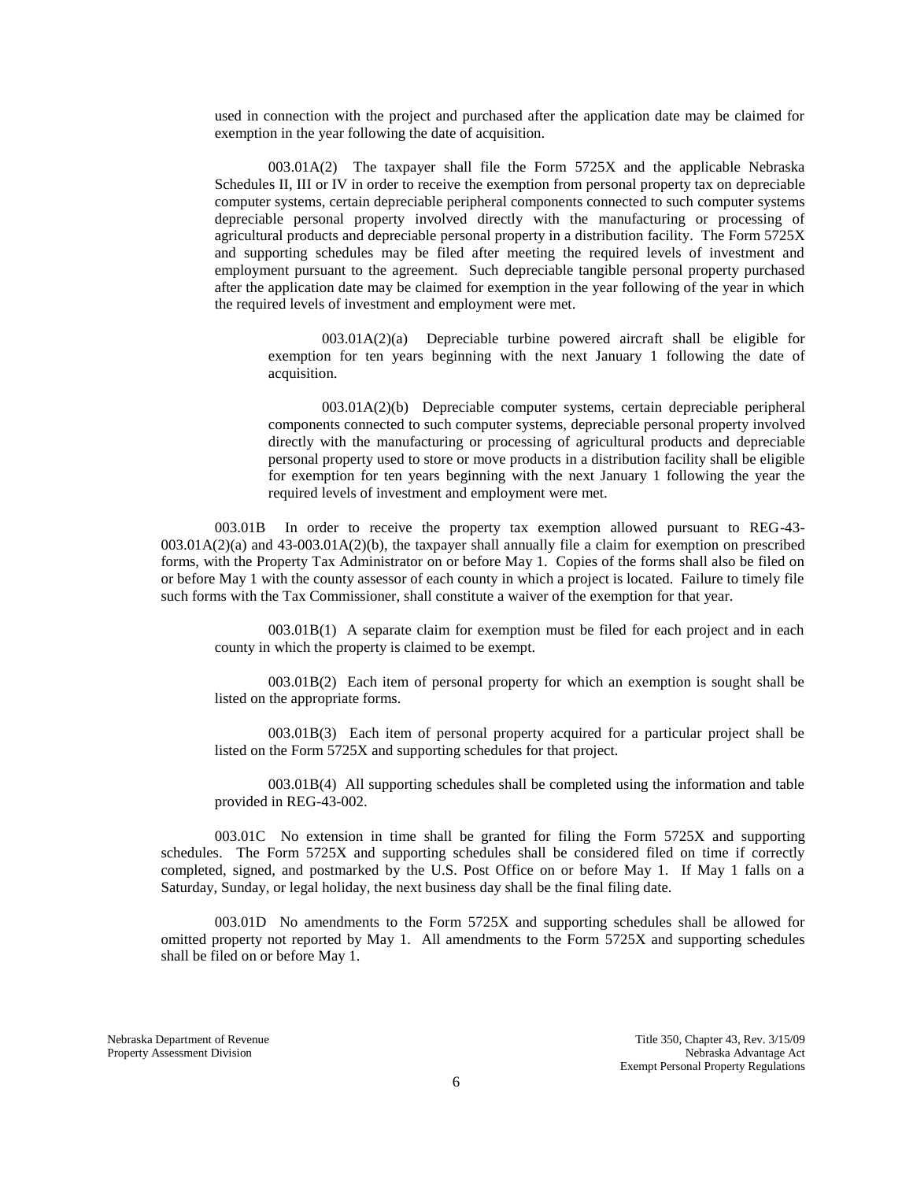used in connection with the project and purchased after the application date may be claimed for exemption in the year following the date of acquisition.

003.01A(2) The taxpayer shall file the Form 5725X and the applicable Nebraska Schedules II, III or IV in order to receive the exemption from personal property tax on depreciable computer systems, certain depreciable peripheral components connected to such computer systems depreciable personal property involved directly with the manufacturing or processing of agricultural products and depreciable personal property in a distribution facility. The Form 5725X and supporting schedules may be filed after meeting the required levels of investment and employment pursuant to the agreement. Such depreciable tangible personal property purchased after the application date may be claimed for exemption in the year following of the year in which the required levels of investment and employment were met.

003.01A(2)(a) Depreciable turbine powered aircraft shall be eligible for exemption for ten years beginning with the next January 1 following the date of acquisition.

003.01A(2)(b) Depreciable computer systems, certain depreciable peripheral components connected to such computer systems, depreciable personal property involved directly with the manufacturing or processing of agricultural products and depreciable personal property used to store or move products in a distribution facility shall be eligible for exemption for ten years beginning with the next January 1 following the year the required levels of investment and employment were met.

003.01B In order to receive the property tax exemption allowed pursuant to REG-43-003.01A(2)(a) and 43-003.01A(2)(b), the taxpayer shall annually file a claim for exemption on prescribed forms, with the Property Tax Administrator on or before May 1. Copies of the forms shall also be filed on or before May 1 with the county assessor of each county in which a project is located. Failure to timely file such forms with the Tax Commissioner, shall constitute a waiver of the exemption for that year.

003.01B(1) A separate claim for exemption must be filed for each project and in each county in which the property is claimed to be exempt.

003.01B(2) Each item of personal property for which an exemption is sought shall be listed on the appropriate forms.

003.01B(3) Each item of personal property acquired for a particular project shall be listed on the Form 5725X and supporting schedules for that project.

003.01B(4) All supporting schedules shall be completed using the information and table provided in REG-43-002.

003.01C No extension in time shall be granted for filing the Form 5725X and supporting schedules. The Form 5725X and supporting schedules shall be considered filed on time if correctly completed, signed, and postmarked by the U.S. Post Office on or before May 1. If May 1 falls on a Saturday, Sunday, or legal holiday, the next business day shall be the final filing date.

003.01D No amendments to the Form 5725X and supporting schedules shall be allowed for omitted property not reported by May 1. All amendments to the Form 5725X and supporting schedules shall be filed on or before May 1.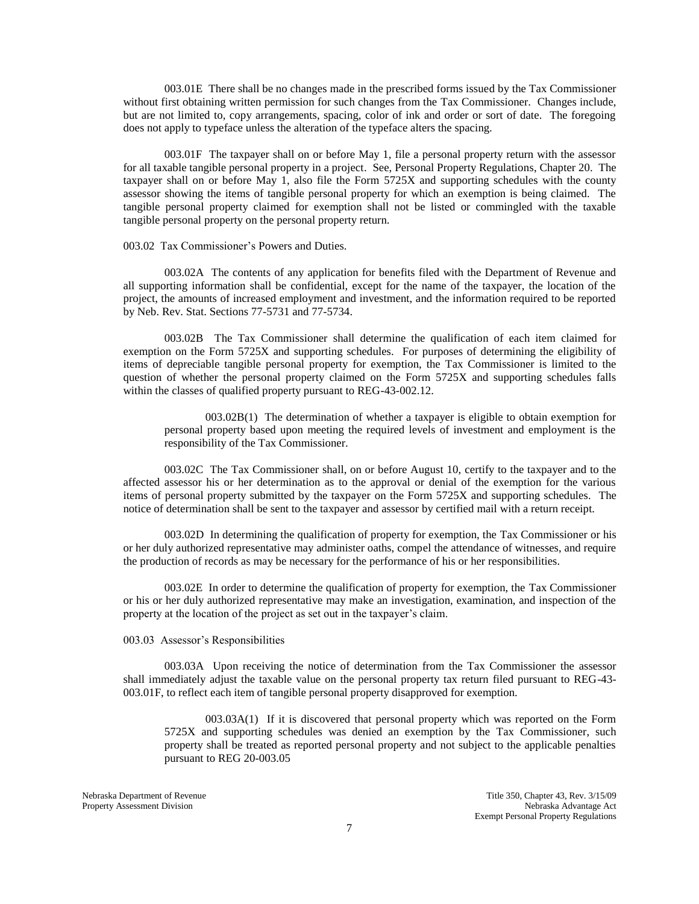003.01E There shall be no changes made in the prescribed forms issued by the Tax Commissioner without first obtaining written permission for such changes from the Tax Commissioner. Changes include, but are not limited to, copy arrangements, spacing, color of ink and order or sort of date. The foregoing does not apply to typeface unless the alteration of the typeface alters the spacing.

003.01F The taxpayer shall on or before May 1, file a personal property return with the assessor for all taxable tangible personal property in a project. See, Personal Property Regulations, Chapter 20. The taxpayer shall on or before May 1, also file the Form 5725X and supporting schedules with the county assessor showing the items of tangible personal property for which an exemption is being claimed. The tangible personal property claimed for exemption shall not be listed or commingled with the taxable tangible personal property on the personal property return.

003.02 Tax Commissioner's Powers and Duties.

003.02A The contents of any application for benefits filed with the Department of Revenue and all supporting information shall be confidential, except for the name of the taxpayer, the location of the project, the amounts of increased employment and investment, and the information required to be reported by Neb. Rev. Stat. Sections 77-5731 and 77-5734.

003.02B The Tax Commissioner shall determine the qualification of each item claimed for exemption on the Form 5725X and supporting schedules. For purposes of determining the eligibility of items of depreciable tangible personal property for exemption, the Tax Commissioner is limited to the question of whether the personal property claimed on the Form 5725X and supporting schedules falls within the classes of qualified property pursuant to REG-43-002.12.

003.02B(1) The determination of whether a taxpayer is eligible to obtain exemption for personal property based upon meeting the required levels of investment and employment is the responsibility of the Tax Commissioner.

003.02C The Tax Commissioner shall, on or before August 10, certify to the taxpayer and to the affected assessor his or her determination as to the approval or denial of the exemption for the various items of personal property submitted by the taxpayer on the Form 5725X and supporting schedules. The notice of determination shall be sent to the taxpayer and assessor by certified mail with a return receipt.

003.02D In determining the qualification of property for exemption, the Tax Commissioner or his or her duly authorized representative may administer oaths, compel the attendance of witnesses, and require the production of records as may be necessary for the performance of his or her responsibilities.

003.02E In order to determine the qualification of property for exemption, the Tax Commissioner or his or her duly authorized representative may make an investigation, examination, and inspection of the property at the location of the project as set out in the taxpayer's claim.

003.03 Assessor's Responsibilities

003.03A Upon receiving the notice of determination from the Tax Commissioner the assessor shall immediately adjust the taxable value on the personal property tax return filed pursuant to REG-43-003.01F, to reflect each item of tangible personal property disapproved for exemption.

003.03A(1) If it is discovered that personal property which was reported on the Form 5725X and supporting schedules was denied an exemption by the Tax Commissioner, such property shall be treated as reported personal property and not subject to the applicable penalties pursuant to REG 20-003.05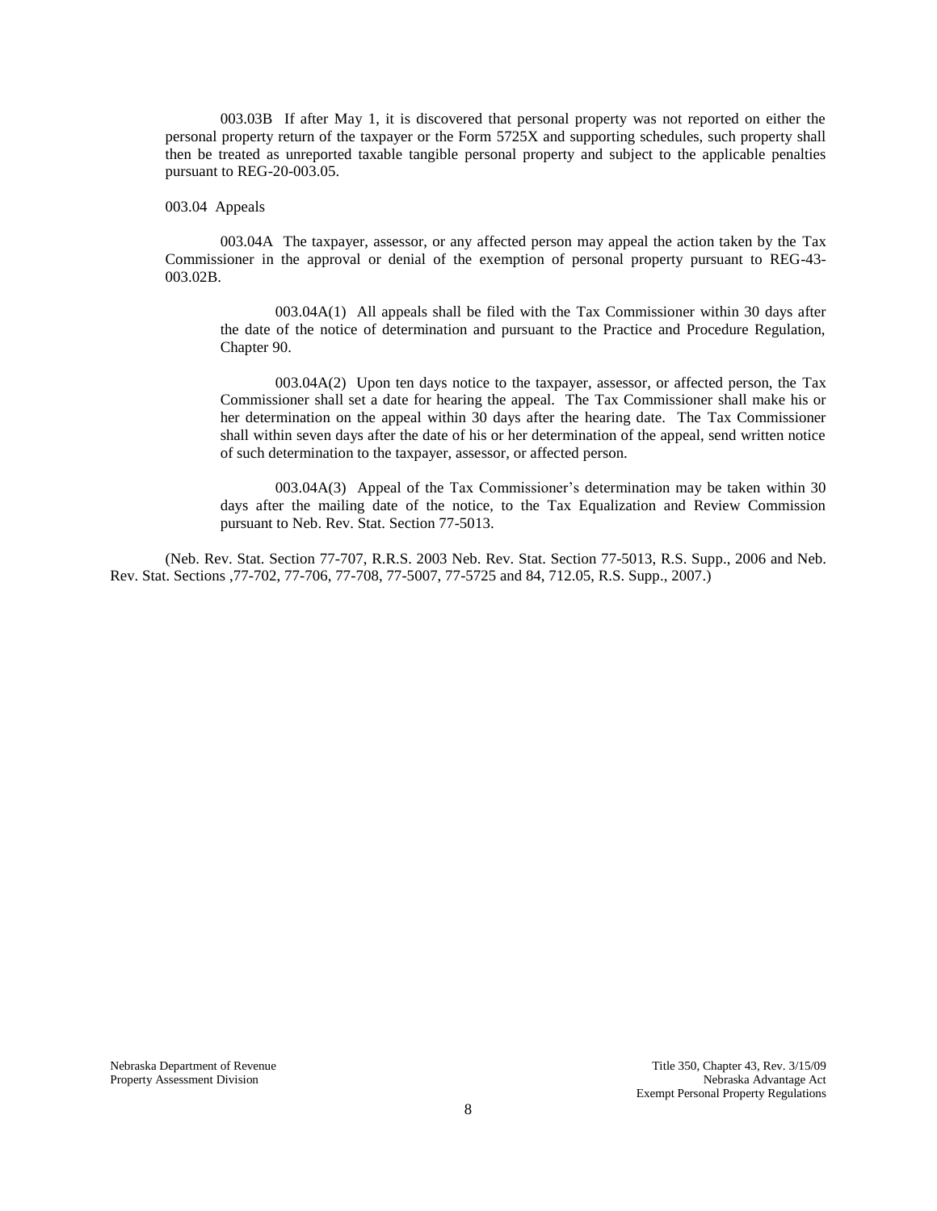003.03B If after May 1, it is discovered that personal property was not reported on either the personal property return of the taxpayer or the Form 5725X and supporting schedules, such property shall then be treated as unreported taxable tangible personal property and subject to the applicable penalties pursuant to REG-20-003.05.

003.04 Appeals

003.04A The taxpayer, assessor, or any affected person may appeal the action taken by the Tax Commissioner in the approval or denial of the exemption of personal property pursuant to REG-43-003.02B.

003.04A(1) All appeals shall be filed with the Tax Commissioner within 30 days after the date of the notice of determination and pursuant to the Practice and Procedure Regulation, Chapter 90.

003.04A(2) Upon ten days notice to the taxpayer, assessor, or affected person, the Tax Commissioner shall set a date for hearing the appeal. The Tax Commissioner shall make his or her determination on the appeal within 30 days after the hearing date. The Tax Commissioner shall within seven days after the date of his or her determination of the appeal, send written notice of such determination to the taxpayer, assessor, or affected person.

003.04A(3) Appeal of the Tax Commissioner's determination may be taken within 30 days after the mailing date of the notice, to the Tax Equalization and Review Commission pursuant to Neb. Rev. Stat. Section 77-5013.

(Neb. Rev. Stat. Section 77-707, R.R.S. 2003 Neb. Rev. Stat. Section 77-5013, R.S. Supp., 2006 and Neb. Rev. Stat. Sections ,77-702, 77-706, 77-708, 77-5007, 77-5725 and 84, 712.05, R.S. Supp., 2007.)